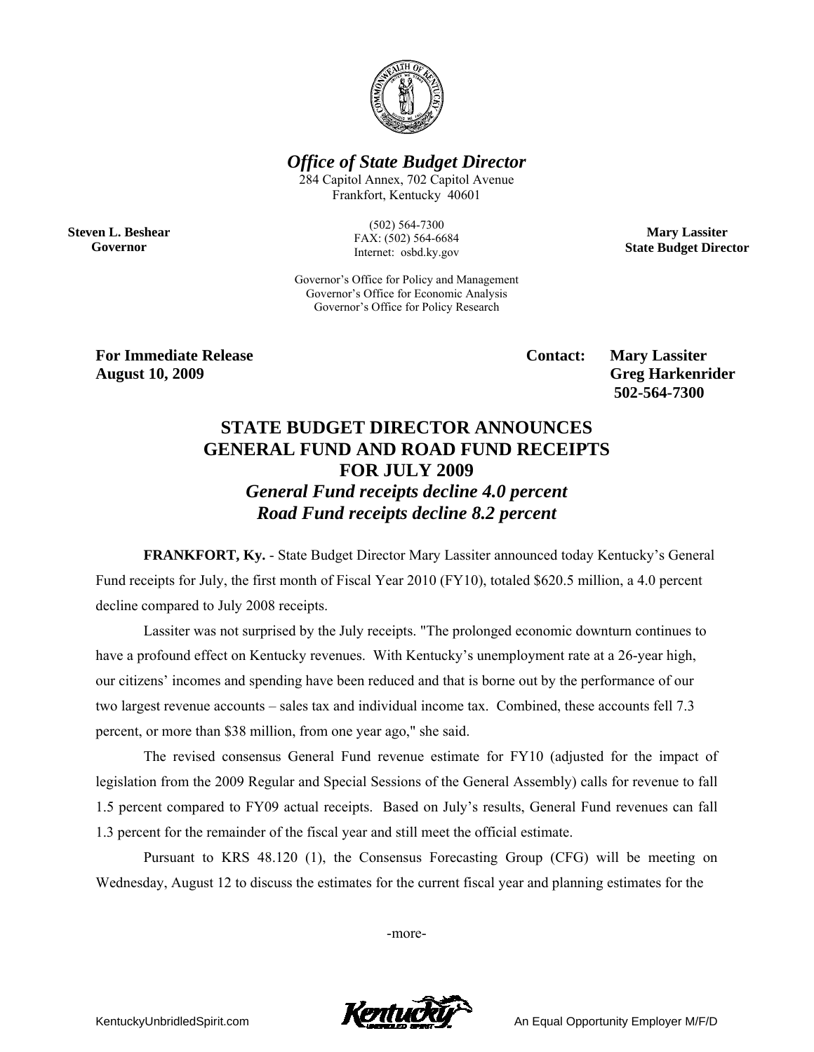***Office of State Budget Director***

284 Capitol Annex, 702 Capitol Avenue
Frankfort, Kentucky 40601

(502) 564-7300
FAX: (502) 564-6684
Internet: osbd.ky.gov

Governor's Office for Policy and Management
Governor's Office for Economic Analysis
Governor's Office for Policy Research

**Steven L. Beshear**
**Governor**

**Mary Lassiter**
**State Budget Director**

**For Immediate Release**
**August 10, 2009**

**Contact: Mary Lassiter**
**Greg Harkenrider**
**502-564-7300**

# STATE BUDGET DIRECTOR ANNOUNCES GENERAL FUND AND ROAD FUND RECEIPTS FOR JULY 2009

***General Fund receipts decline 4.0 percent***
***Road Fund receipts decline 8.2 percent***

**FRANKFORT, Ky.** - State Budget Director Mary Lassiter announced today Kentucky's General Fund receipts for July, the first month of Fiscal Year 2010 (FY10), totaled \$620.5 million, a 4.0 percent decline compared to July 2008 receipts.

Lassiter was not surprised by the July receipts. "The prolonged economic downturn continues to have a profound effect on Kentucky revenues. With Kentucky's unemployment rate at a 26-year high, our citizens' incomes and spending have been reduced and that is borne out by the performance of our two largest revenue accounts – sales tax and individual income tax. Combined, these accounts fell 7.3 percent, or more than \$38 million, from one year ago," she said.

The revised consensus General Fund revenue estimate for FY10 (adjusted for the impact of legislation from the 2009 Regular and Special Sessions of the General Assembly) calls for revenue to fall 1.5 percent compared to FY09 actual receipts. Based on July's results, General Fund revenues can fall 1.3 percent for the remainder of the fiscal year and still meet the official estimate.

Pursuant to KRS 48.120 (1), the Consensus Forecasting Group (CFG) will be meeting on Wednesday, August 12 to discuss the estimates for the current fiscal year and planning estimates for the

-more-

KentuckyUnbridledSpirit.com

An Equal Opportunity Employer M/F/D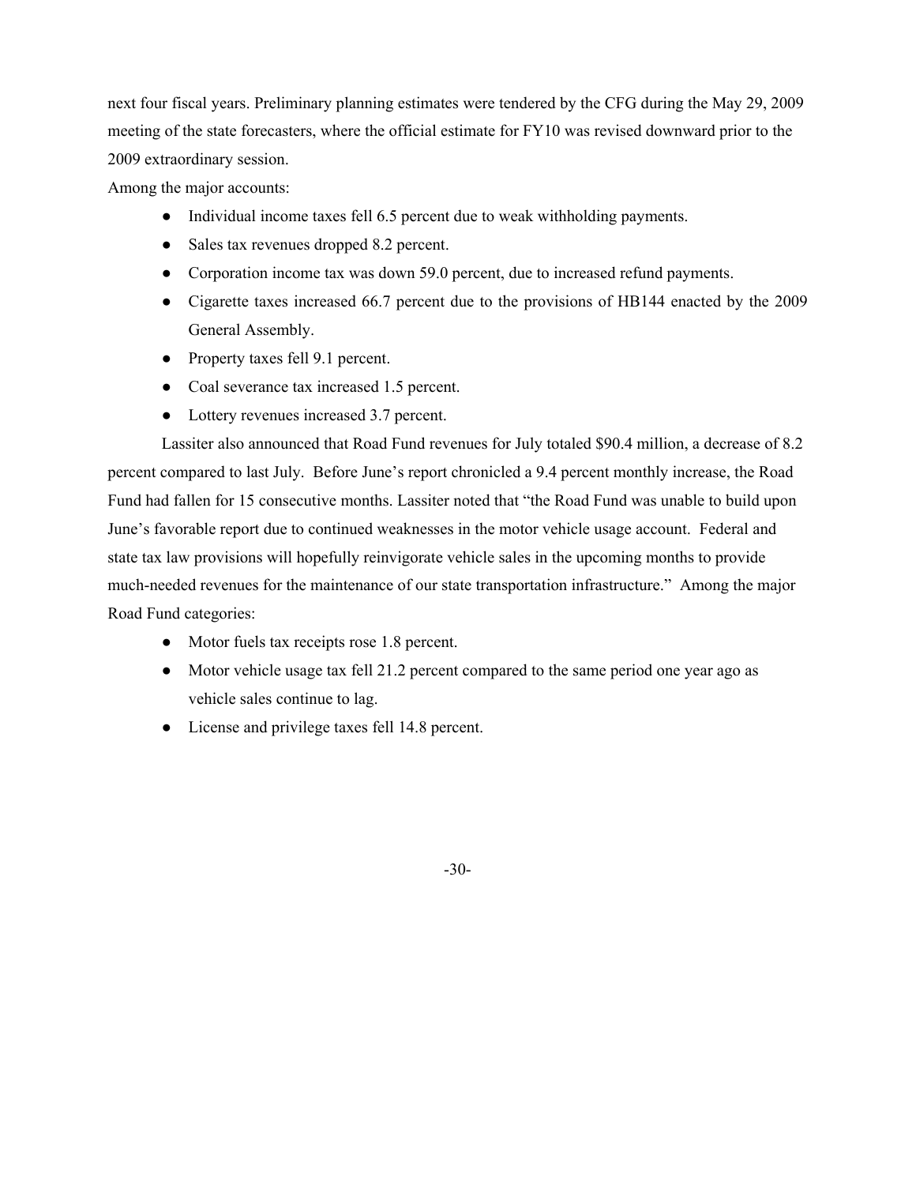next four fiscal years. Preliminary planning estimates were tendered by the CFG during the May 29, 2009 meeting of the state forecasters, where the official estimate for FY10 was revised downward prior to the 2009 extraordinary session.

Among the major accounts:

- Individual income taxes fell 6.5 percent due to weak withholding payments.
- Sales tax revenues dropped 8.2 percent.
- Corporation income tax was down 59.0 percent, due to increased refund payments.
- Cigarette taxes increased 66.7 percent due to the provisions of HB144 enacted by the 2009 General Assembly.
- Property taxes fell 9.1 percent.
- Coal severance tax increased 1.5 percent.
- Lottery revenues increased 3.7 percent.

Lassiter also announced that Road Fund revenues for July totaled $90.4 million, a decrease of 8.2 percent compared to last July. Before June's report chronicled a 9.4 percent monthly increase, the Road Fund had fallen for 15 consecutive months. Lassiter noted that "the Road Fund was unable to build upon June's favorable report due to continued weaknesses in the motor vehicle usage account. Federal and state tax law provisions will hopefully reinvigorate vehicle sales in the upcoming months to provide much-needed revenues for the maintenance of our state transportation infrastructure." Among the major Road Fund categories:

- Motor fuels tax receipts rose 1.8 percent.
- Motor vehicle usage tax fell 21.2 percent compared to the same period one year ago as vehicle sales continue to lag.
- License and privilege taxes fell 14.8 percent.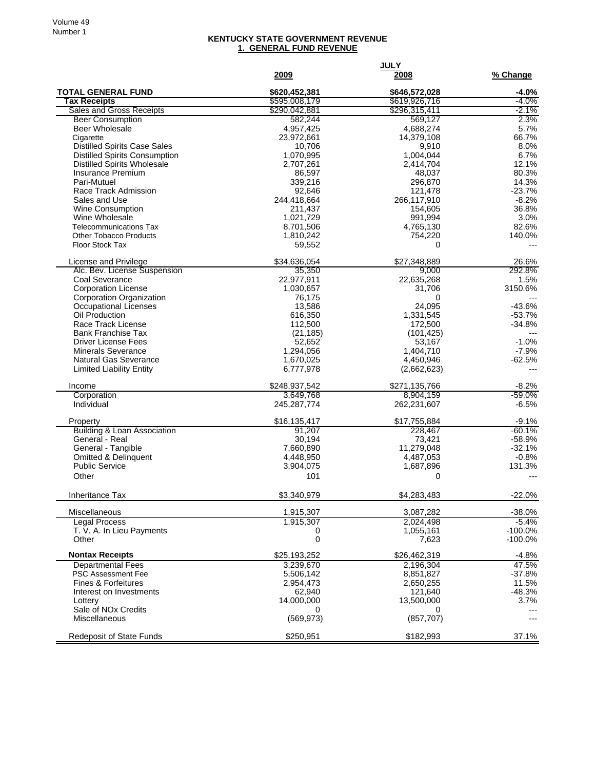## KENTUCKY STATE GOVERNMENT REVENUE

### 1. GENERAL FUND REVENUE

| | JULY | | |
|---|---|---|---|
| | 2009 | 2008 | % Change |
| **TOTAL GENERAL FUND** | **$620,452,381** | **$646,572,028** | **-4.0%** |
| **Tax Receipts** | $595,008,179 | $619,926,716 | -4.0% |
| Sales and Gross Receipts | $290,042,881 | $296,315,411 | -2.1% |
| Beer Consumption | 582,244 | 569,127 | 2.3% |
| Beer Wholesale | 4,957,425 | 4,688,274 | 5.7% |
| Cigarette | 23,972,661 | 14,379,108 | 66.7% |
| Distilled Spirits Case Sales | 10,706 | 9,910 | 8.0% |
| Distilled Spirits Consumption | 1,070,995 | 1,004,044 | 6.7% |
| Distilled Spirits Wholesale | 2,707,261 | 2,414,704 | 12.1% |
| Insurance Premium | 86,597 | 48,037 | 80.3% |
| Pari-Mutuel | 339,216 | 296,870 | 14.3% |
| Race Track Admission | 92,646 | 121,478 | -23.7% |
| Sales and Use | 244,418,664 | 266,117,910 | -8.2% |
| Wine Consumption | 211,437 | 154,605 | 36.8% |
| Wine Wholesale | 1,021,729 | 991,994 | 3.0% |
| Telecommunications Tax | 8,701,506 | 4,765,130 | 82.6% |
| Other Tobacco Products | 1,810,242 | 754,220 | 140.0% |
| Floor Stock Tax | 59,552 | 0 | --- |
| License and Privilege | $34,636,054 | $27,348,889 | 26.6% |
| Alc. Bev. License Suspension | 35,350 | 9,000 | 292.8% |
| Coal Severance | 22,977,911 | 22,635,268 | 1.5% |
| Corporation License | 1,030,657 | 31,706 | 3150.6% |
| Corporation Organization | 76,175 | 0 | --- |
| Occupational Licenses | 13,586 | 24,095 | -43.6% |
| Oil Production | 616,350 | 1,331,545 | -53.7% |
| Race Track License | 112,500 | 172,500 | -34.8% |
| Bank Franchise Tax | (21,185) | (101,425) | --- |
| Driver License Fees | 52,652 | 53,167 | -1.0% |
| Minerals Severance | 1,294,056 | 1,404,710 | -7.9% |
| Natural Gas Severance | 1,670,025 | 4,450,946 | -62.5% |
| Limited Liability Entity | 6,777,978 | (2,662,623) | --- |
| Income | $248,937,542 | $271,135,766 | -8.2% |
| Corporation | 3,649,768 | 8,904,159 | -59.0% |
| Individual | 245,287,774 | 262,231,607 | -6.5% |
| Property | $16,135,417 | $17,755,884 | -9.1% |
| Building & Loan Association | 91,207 | 228,467 | -60.1% |
| General - Real | 30,194 | 73,421 | -58.9% |
| General - Tangible | 7,660,890 | 11,279,048 | -32.1% |
| Omitted & Delinquent | 4,448,950 | 4,487,053 | -0.8% |
| Public Service | 3,904,075 | 1,687,896 | 131.3% |
| Other | 101 | 0 | --- |
| Inheritance Tax | $3,340,979 | $4,283,483 | -22.0% |
| Miscellaneous | 1,915,307 | 3,087,282 | -38.0% |
| Legal Process | 1,915,307 | 2,024,498 | -5.4% |
| T. V. A. In Lieu Payments | 0 | 1,055,161 | -100.0% |
| Other | 0 | 7,623 | -100.0% |
| **Nontax Receipts** | $25,193,252 | $26,462,319 | -4.8% |
| Departmental Fees | 3,239,670 | 2,196,304 | 47.5% |
| PSC Assessment Fee | 5,506,142 | 8,851,827 | -37.8% |
| Fines & Forfeitures | 2,954,473 | 2,650,255 | 11.5% |
| Interest on Investments | 62,940 | 121,640 | -48.3% |
| Lottery | 14,000,000 | 13,500,000 | 3.7% |
| Sale of NOx Credits | 0 | 0 | --- |
| Miscellaneous | (569,973) | (857,707) | --- |
| Redeposit of State Funds | $250,951 | $182,993 | 37.1% |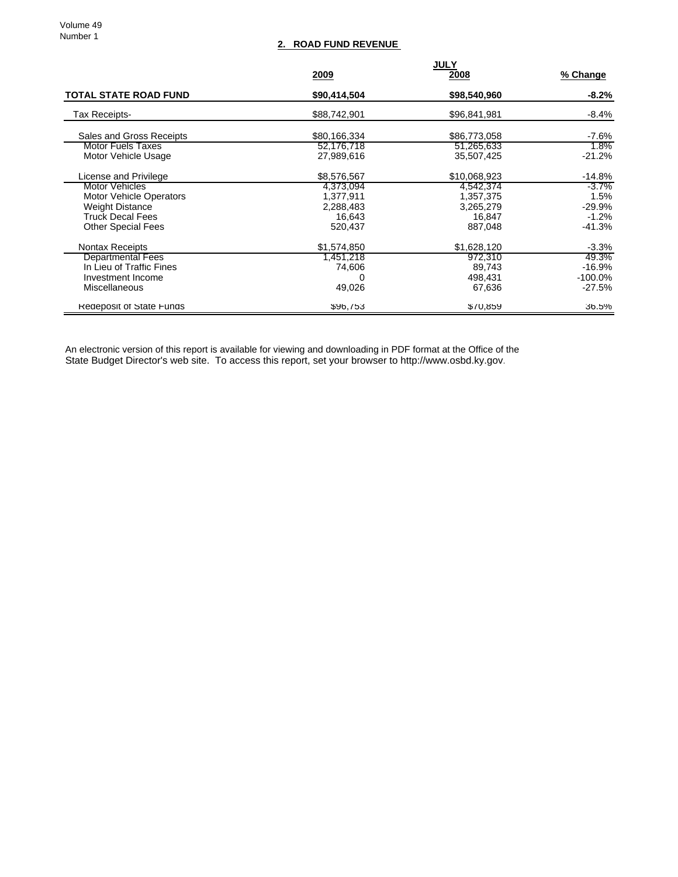## 2. ROAD FUND REVENUE

| | JULY | | |
|---|---|---|---|
| | **2009** | **2008** | **% Change** |
| **TOTAL STATE ROAD FUND** | **$90,414,504** | **$98,540,960** | **-8.2%** |
| Tax Receipts- | $88,742,901 | $96,841,981 | -8.4% |
| Sales and Gross Receipts | $80,166,334 | $86,773,058 | -7.6% |
| Motor Fuels Taxes | 52,176,718 | 51,265,633 | 1.8% |
| Motor Vehicle Usage | 27,989,616 | 35,507,425 | -21.2% |
| License and Privilege | $8,576,567 | $10,068,923 | -14.8% |
| Motor Vehicles | 4,373,094 | 4,542,374 | -3.7% |
| Motor Vehicle Operators | 1,377,911 | 1,357,375 | 1.5% |
| Weight Distance | 2,288,483 | 3,265,279 | -29.9% |
| Truck Decal Fees | 16,643 | 16,847 | -1.2% |
| Other Special Fees | 520,437 | 887,048 | -41.3% |
| Nontax Receipts | $1,574,850 | $1,628,120 | -3.3% |
| Departmental Fees | 1,451,218 | 972,310 | 49.3% |
| In Lieu of Traffic Fines | 74,606 | 89,743 | -16.9% |
| Investment Income | 0 | 498,431 | -100.0% |
| Miscellaneous | 49,026 | 67,636 | -27.5% |
| Redeposit of State Funds | $96,753 | $70,859 | 36.5% |

An electronic version of this report is available for viewing and downloading in PDF format at the Office of the State Budget Director's web site. To access this report, set your browser to http://www.osbd.ky.gov.